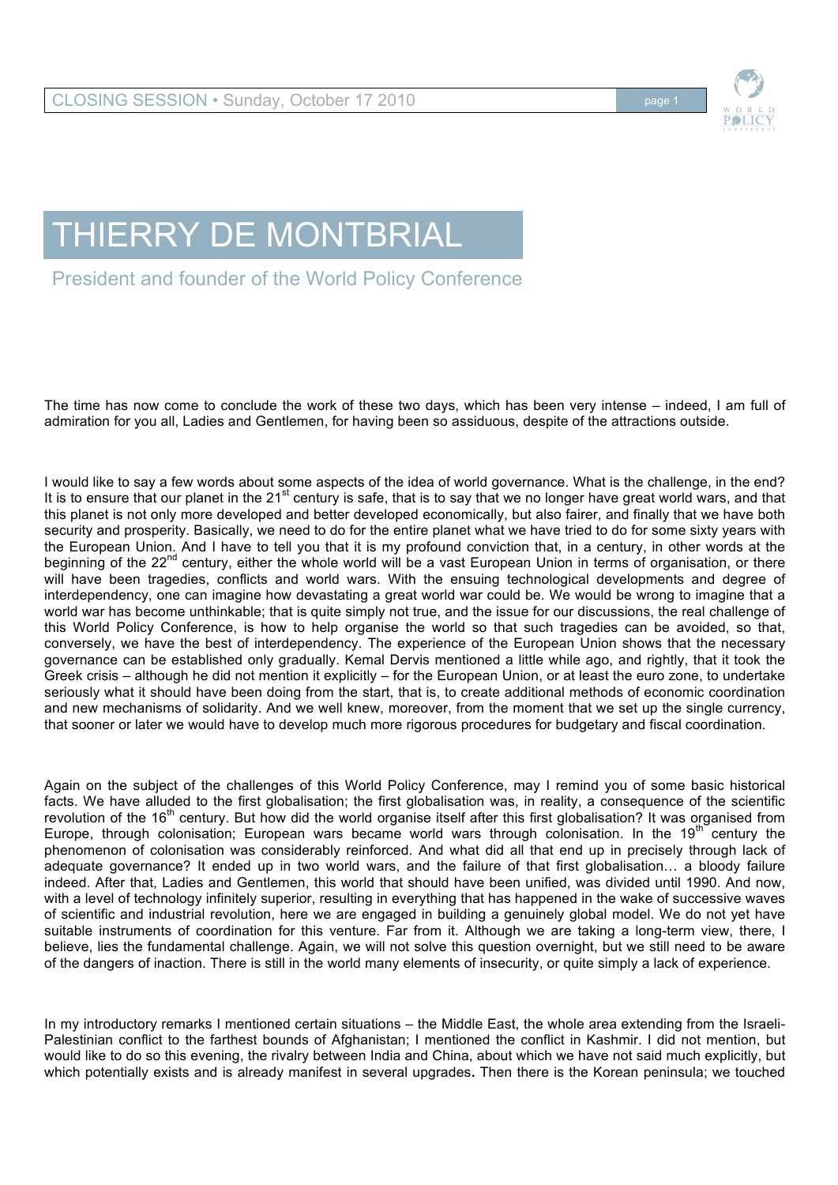# THIERRY DE MONTBRIAL

## President and founder of the World Policy Conference

The time has now come to conclude the work of these two days, which has been very intense – indeed, I am full of admiration for you all, Ladies and Gentlemen, for having been so assiduous, despite of the attractions outside.

I would like to say a few words about some aspects of the idea of world governance. What is the challenge, in the end? It is to ensure that our planet in the 21st century is safe, that is to say that we no longer have great world wars, and that this planet is not only more developed and better developed economically, but also fairer, and finally that we have both security and prosperity. Basically, we need to do for the entire planet what we have tried to do for some sixty years with the European Union. And I have to tell you that it is my profound conviction that, in a century, in other words at the beginning of the 22nd century, either the whole world will be a vast European Union in terms of organisation, or there will have been tragedies, conflicts and world wars. With the ensuing technological developments and degree of interdependency, one can imagine how devastating a great world war could be. We would be wrong to imagine that a world war has become unthinkable; that is quite simply not true, and the issue for our discussions, the real challenge of this World Policy Conference, is how to help organise the world so that such tragedies can be avoided, so that, conversely, we have the best of interdependency. The experience of the European Union shows that the necessary governance can be established only gradually. Kemal Dervis mentioned a little while ago, and rightly, that it took the Greek crisis – although he did not mention it explicitly – for the European Union, or at least the euro zone, to undertake seriously what it should have been doing from the start, that is, to create additional methods of economic coordination and new mechanisms of solidarity. And we well knew, moreover, from the moment that we set up the single currency, that sooner or later we would have to develop much more rigorous procedures for budgetary and fiscal coordination.

Again on the subject of the challenges of this World Policy Conference, may I remind you of some basic historical facts. We have alluded to the first globalisation; the first globalisation was, in reality, a consequence of the scientific revolution of the 16th century. But how did the world organise itself after this first globalisation? It was organised from Europe, through colonisation; European wars became world wars through colonisation. In the 19th century the phenomenon of colonisation was considerably reinforced. And what did all that end up in precisely through lack of adequate governance? It ended up in two world wars, and the failure of that first globalisation… a bloody failure indeed. After that, Ladies and Gentlemen, this world that should have been unified, was divided until 1990. And now, with a level of technology infinitely superior, resulting in everything that has happened in the wake of successive waves of scientific and industrial revolution, here we are engaged in building a genuinely global model. We do not yet have suitable instruments of coordination for this venture. Far from it. Although we are taking a long-term view, there, I believe, lies the fundamental challenge. Again, we will not solve this question overnight, but we still need to be aware of the dangers of inaction. There is still in the world many elements of insecurity, or quite simply a lack of experience.

In my introductory remarks I mentioned certain situations – the Middle East, the whole area extending from the Israeli-Palestinian conflict to the farthest bounds of Afghanistan; I mentioned the conflict in Kashmir. I did not mention, but would like to do so this evening, the rivalry between India and China, about which we have not said much explicitly, but which potentially exists and is already manifest in several upgrades. Then there is the Korean peninsula; we touched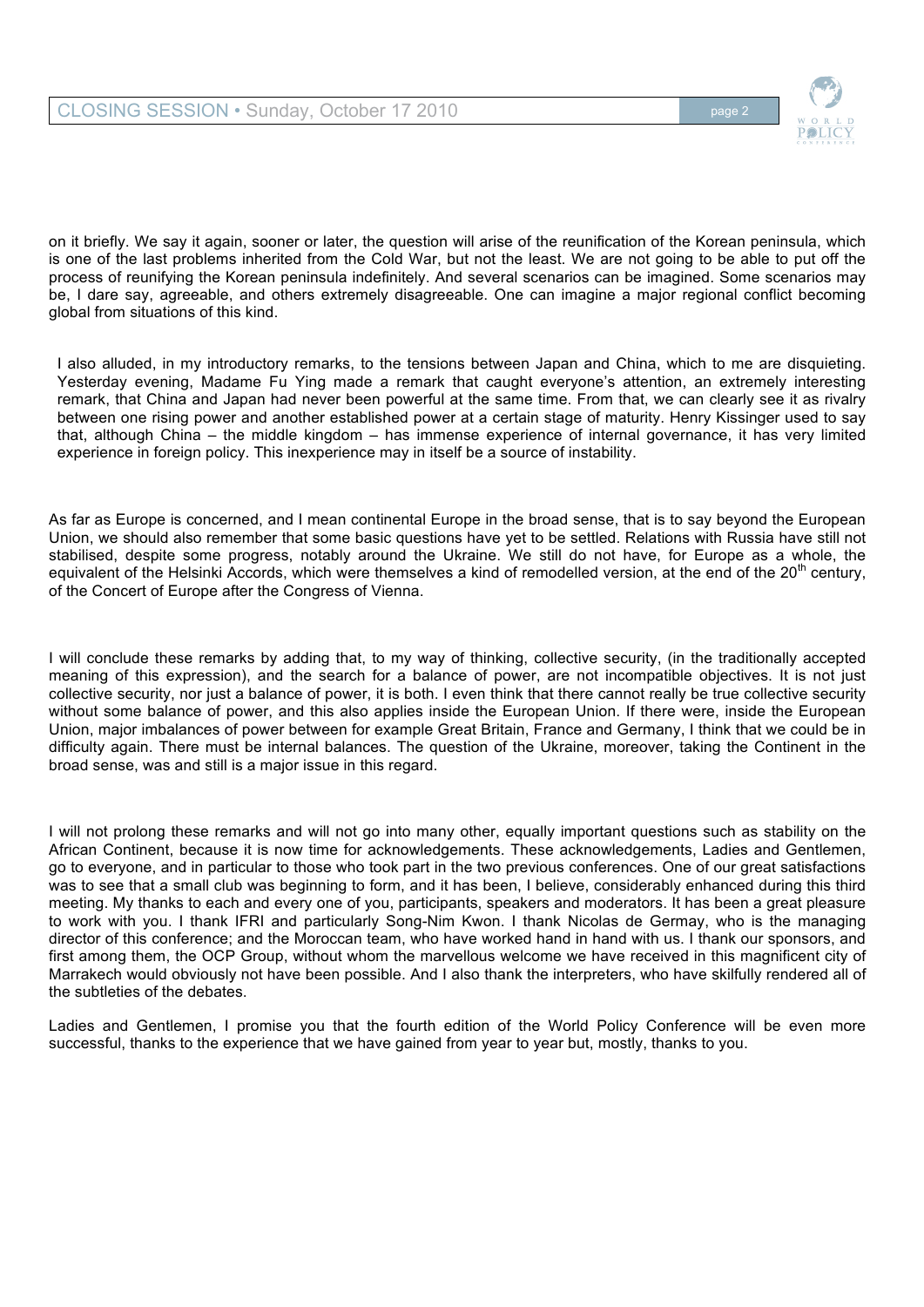on it briefly. We say it again, sooner or later, the question will arise of the reunification of the Korean peninsula, which is one of the last problems inherited from the Cold War, but not the least. We are not going to be able to put off the process of reunifying the Korean peninsula indefinitely. And several scenarios can be imagined. Some scenarios may be, I dare say, agreeable, and others extremely disagreeable. One can imagine a major regional conflict becoming global from situations of this kind.

I also alluded, in my introductory remarks, to the tensions between Japan and China, which to me are disquieting. Yesterday evening, Madame Fu Ying made a remark that caught everyone's attention, an extremely interesting remark, that China and Japan had never been powerful at the same time. From that, we can clearly see it as rivalry between one rising power and another established power at a certain stage of maturity. Henry Kissinger used to say that, although China – the middle kingdom – has immense experience of internal governance, it has very limited experience in foreign policy. This inexperience may in itself be a source of instability.

As far as Europe is concerned, and I mean continental Europe in the broad sense, that is to say beyond the European Union, we should also remember that some basic questions have yet to be settled. Relations with Russia have still not stabilised, despite some progress, notably around the Ukraine. We still do not have, for Europe as a whole, the equivalent of the Helsinki Accords, which were themselves a kind of remodelled version, at the end of the 20th century, of the Concert of Europe after the Congress of Vienna.

I will conclude these remarks by adding that, to my way of thinking, collective security, (in the traditionally accepted meaning of this expression), and the search for a balance of power, are not incompatible objectives. It is not just collective security, nor just a balance of power, it is both. I even think that there cannot really be true collective security without some balance of power, and this also applies inside the European Union. If there were, inside the European Union, major imbalances of power between for example Great Britain, France and Germany, I think that we could be in difficulty again. There must be internal balances. The question of the Ukraine, moreover, taking the Continent in the broad sense, was and still is a major issue in this regard.

I will not prolong these remarks and will not go into many other, equally important questions such as stability on the African Continent, because it is now time for acknowledgements. These acknowledgements, Ladies and Gentlemen, go to everyone, and in particular to those who took part in the two previous conferences. One of our great satisfactions was to see that a small club was beginning to form, and it has been, I believe, considerably enhanced during this third meeting. My thanks to each and every one of you, participants, speakers and moderators. It has been a great pleasure to work with you. I thank IFRI and particularly Song-Nim Kwon. I thank Nicolas de Germay, who is the managing director of this conference; and the Moroccan team, who have worked hand in hand with us. I thank our sponsors, and first among them, the OCP Group, without whom the marvellous welcome we have received in this magnificent city of Marrakech would obviously not have been possible. And I also thank the interpreters, who have skilfully rendered all of the subtleties of the debates.

Ladies and Gentlemen, I promise you that the fourth edition of the World Policy Conference will be even more successful, thanks to the experience that we have gained from year to year but, mostly, thanks to you.